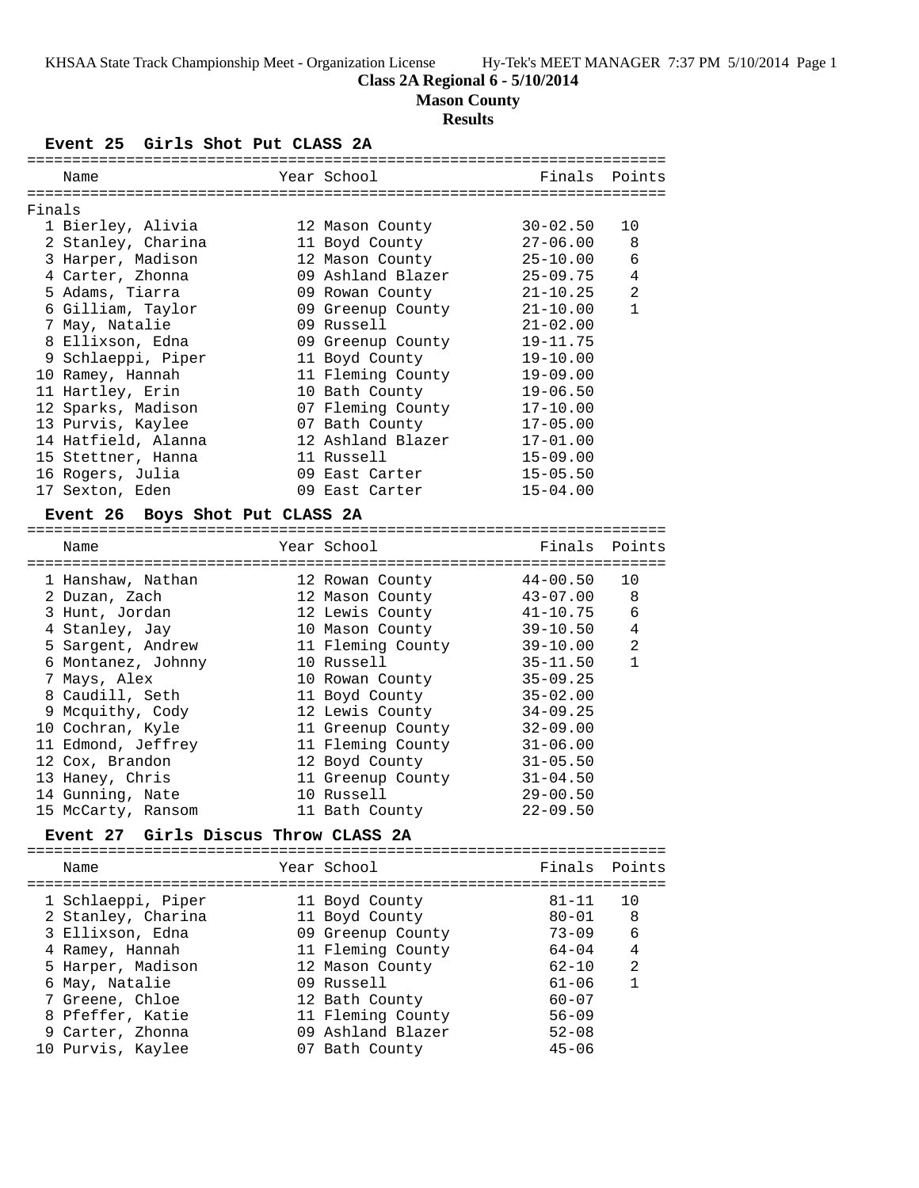KHSAA State Track Championship Meet - Organization License

**Class 2A Regional 6 - 5/10/2014**

**Mason County**

**Results**

### Event 25 Girls Shot Put CLASS 2A

Finals

| | Name | Year | School | Finals | Points |
|---|---|---|---|---|---|
| 1 | Bierley, Alivia | 12 | Mason County | 30-02.50 | 10 |
| 2 | Stanley, Charina | 11 | Boyd County | 27-06.00 | 8 |
| 3 | Harper, Madison | 12 | Mason County | 25-10.00 | 6 |
| 4 | Carter, Zhonna | 09 | Ashland Blazer | 25-09.75 | 4 |
| 5 | Adams, Tiarra | 09 | Rowan County | 21-10.25 | 2 |
| 6 | Gilliam, Taylor | 09 | Greenup County | 21-10.00 | 1 |
| 7 | May, Natalie | 09 | Russell | 21-02.00 | |
| 8 | Ellixson, Edna | 09 | Greenup County | 19-11.75 | |
| 9 | Schlaeppi, Piper | 11 | Boyd County | 19-10.00 | |
| 10 | Ramey, Hannah | 11 | Fleming County | 19-09.00 | |
| 11 | Hartley, Erin | 10 | Bath County | 19-06.50 | |
| 12 | Sparks, Madison | 07 | Fleming County | 17-10.00 | |
| 13 | Purvis, Kaylee | 07 | Bath County | 17-05.00 | |
| 14 | Hatfield, Alanna | 12 | Ashland Blazer | 17-01.00 | |
| 15 | Stettner, Hanna | 11 | Russell | 15-09.00 | |
| 16 | Rogers, Julia | 09 | East Carter | 15-05.50 | |
| 17 | Sexton, Eden | 09 | East Carter | 15-04.00 | |

### Event 26 Boys Shot Put CLASS 2A

| | Name | Year | School | Finals | Points |
|---|---|---|---|---|---|
| 1 | Hanshaw, Nathan | 12 | Rowan County | 44-00.50 | 10 |
| 2 | Duzan, Zach | 12 | Mason County | 43-07.00 | 8 |
| 3 | Hunt, Jordan | 12 | Lewis County | 41-10.75 | 6 |
| 4 | Stanley, Jay | 10 | Mason County | 39-10.50 | 4 |
| 5 | Sargent, Andrew | 11 | Fleming County | 39-10.00 | 2 |
| 6 | Montanez, Johnny | 10 | Russell | 35-11.50 | 1 |
| 7 | Mays, Alex | 10 | Rowan County | 35-09.25 | |
| 8 | Caudill, Seth | 11 | Boyd County | 35-02.00 | |
| 9 | Mcquithy, Cody | 12 | Lewis County | 34-09.25 | |
| 10 | Cochran, Kyle | 11 | Greenup County | 32-09.00 | |
| 11 | Edmond, Jeffrey | 11 | Fleming County | 31-06.00 | |
| 12 | Cox, Brandon | 12 | Boyd County | 31-05.50 | |
| 13 | Haney, Chris | 11 | Greenup County | 31-04.50 | |
| 14 | Gunning, Nate | 10 | Russell | 29-00.50 | |
| 15 | McCarty, Ransom | 11 | Bath County | 22-09.50 | |

### Event 27 Girls Discus Throw CLASS 2A

| | Name | Year | School | Finals | Points |
|---|---|---|---|---|---|
| 1 | Schlaeppi, Piper | 11 | Boyd County | 81-11 | 10 |
| 2 | Stanley, Charina | 11 | Boyd County | 80-01 | 8 |
| 3 | Ellixson, Edna | 09 | Greenup County | 73-09 | 6 |
| 4 | Ramey, Hannah | 11 | Fleming County | 64-04 | 4 |
| 5 | Harper, Madison | 12 | Mason County | 62-10 | 2 |
| 6 | May, Natalie | 09 | Russell | 61-06 | 1 |
| 7 | Greene, Chloe | 12 | Bath County | 60-07 | |
| 8 | Pfeffer, Katie | 11 | Fleming County | 56-09 | |
| 9 | Carter, Zhonna | 09 | Ashland Blazer | 52-08 | |
| 10 | Purvis, Kaylee | 07 | Bath County | 45-06 | |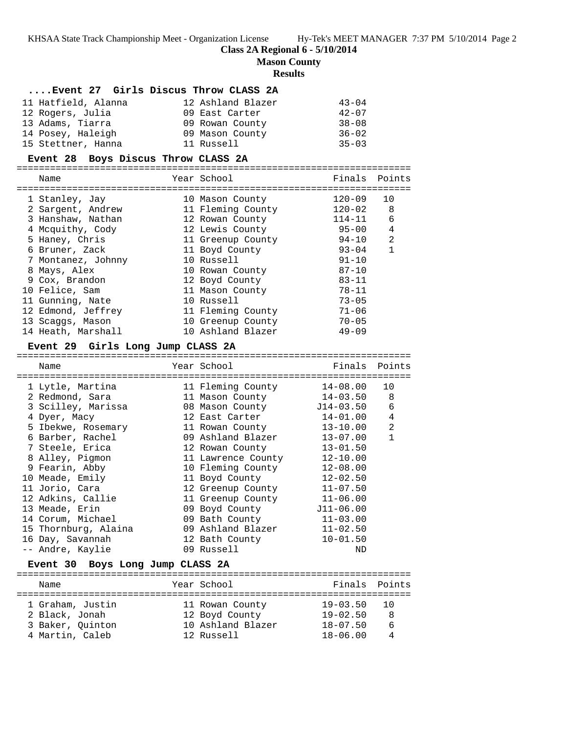**Class 2A Regional 6 - 5/10/2014**

**Mason County**

**Results**

### ....Event 27 Girls Discus Throw CLASS 2A

| Name | Year | School | Finals | Points |
|---|---|---|---|---|
| 11 Hatfield, Alanna | 12 | Ashland Blazer | 43-04 | |
| 12 Rogers, Julia | 09 | East Carter | 42-07 | |
| 13 Adams, Tiarra | 09 | Rowan County | 38-08 | |
| 14 Posey, Haleigh | 09 | Mason County | 36-02 | |
| 15 Stettner, Hanna | 11 | Russell | 35-03 | |

### Event 28 Boys Discus Throw CLASS 2A

| Name | Year | School | Finals | Points |
|---|---|---|---|---|
| 1 Stanley, Jay | 10 | Mason County | 120-09 | 10 |
| 2 Sargent, Andrew | 11 | Fleming County | 120-02 | 8 |
| 3 Hanshaw, Nathan | 12 | Rowan County | 114-11 | 6 |
| 4 Mcquithy, Cody | 12 | Lewis County | 95-00 | 4 |
| 5 Haney, Chris | 11 | Greenup County | 94-10 | 2 |
| 6 Bruner, Zack | 11 | Boyd County | 93-04 | 1 |
| 7 Montanez, Johnny | 10 | Russell | 91-10 | |
| 8 Mays, Alex | 10 | Rowan County | 87-10 | |
| 9 Cox, Brandon | 12 | Boyd County | 83-11 | |
| 10 Felice, Sam | 11 | Mason County | 78-11 | |
| 11 Gunning, Nate | 10 | Russell | 73-05 | |
| 12 Edmond, Jeffrey | 11 | Fleming County | 71-06 | |
| 13 Scaggs, Mason | 10 | Greenup County | 70-05 | |
| 14 Heath, Marshall | 10 | Ashland Blazer | 49-09 | |

### Event 29 Girls Long Jump CLASS 2A

| Name | Year | School | Finals | Points |
|---|---|---|---|---|
| 1 Lytle, Martina | 11 | Fleming County | 14-08.00 | 10 |
| 2 Redmond, Sara | 11 | Mason County | 14-03.50 | 8 |
| 3 Scilley, Marissa | 08 | Mason County | J14-03.50 | 6 |
| 4 Dyer, Macy | 12 | East Carter | 14-01.00 | 4 |
| 5 Ibekwe, Rosemary | 11 | Rowan County | 13-10.00 | 2 |
| 6 Barber, Rachel | 09 | Ashland Blazer | 13-07.00 | 1 |
| 7 Steele, Erica | 12 | Rowan County | 13-01.50 | |
| 8 Alley, Pigmon | 11 | Lawrence County | 12-10.00 | |
| 9 Fearin, Abby | 10 | Fleming County | 12-08.00 | |
| 10 Meade, Emily | 11 | Boyd County | 12-02.50 | |
| 11 Jorio, Cara | 12 | Greenup County | 11-07.50 | |
| 12 Adkins, Callie | 11 | Greenup County | 11-06.00 | |
| 13 Meade, Erin | 09 | Boyd County | J11-06.00 | |
| 14 Corum, Michael | 09 | Bath County | 11-03.00 | |
| 15 Thornburg, Alaina | 09 | Ashland Blazer | 11-02.50 | |
| 16 Day, Savannah | 12 | Bath County | 10-01.50 | |
| -- Andre, Kaylie | 09 | Russell | ND | |

### Event 30 Boys Long Jump CLASS 2A

| Name | Year | School | Finals | Points |
|---|---|---|---|---|
| 1 Graham, Justin | 11 | Rowan County | 19-03.50 | 10 |
| 2 Black, Jonah | 12 | Boyd County | 19-02.50 | 8 |
| 3 Baker, Quinton | 10 | Ashland Blazer | 18-07.50 | 6 |
| 4 Martin, Caleb | 12 | Russell | 18-06.00 | 4 |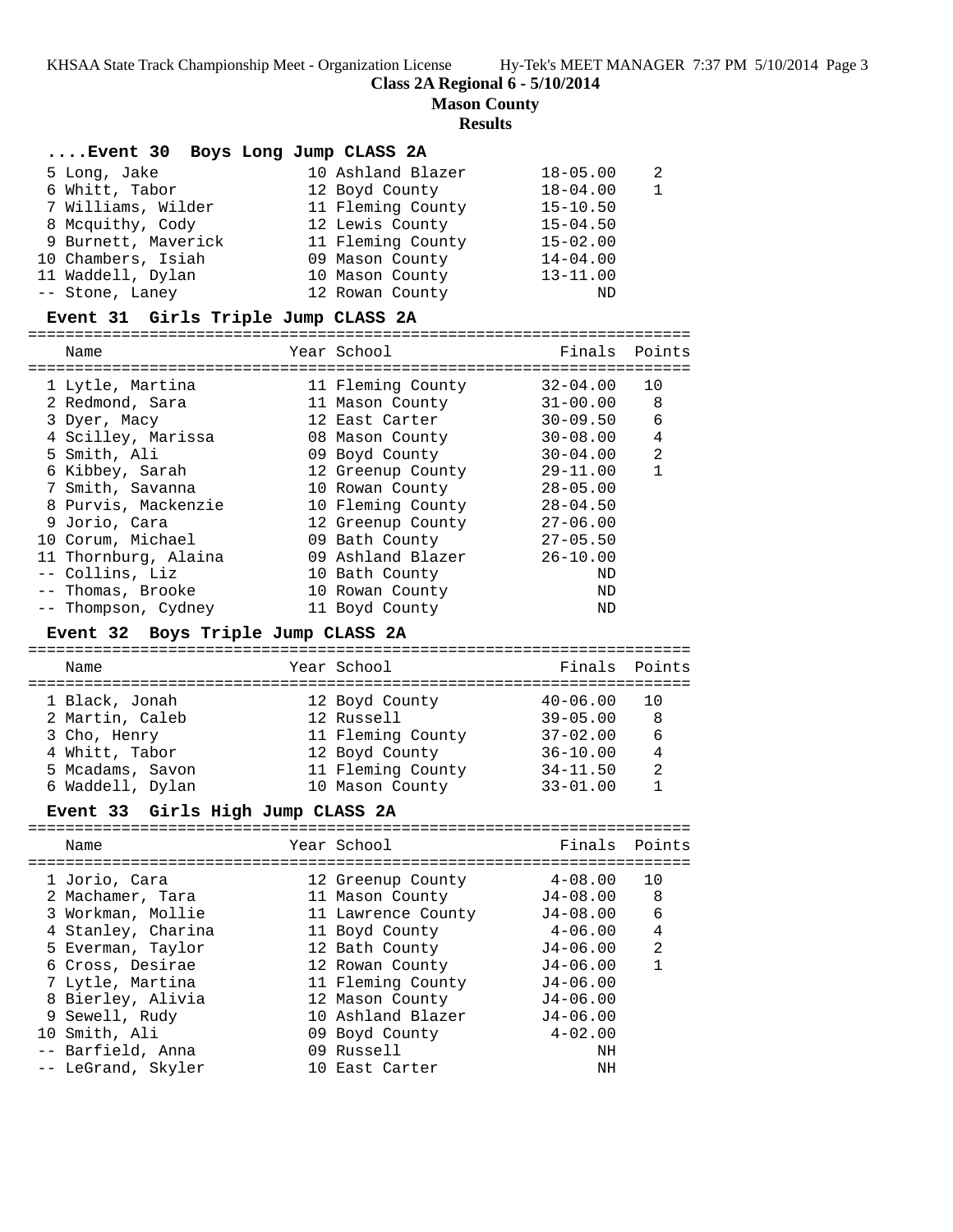**Class 2A Regional 6 - 5/10/2014**

**Mason County**

**Results**

### ....Event 30 Boys Long Jump CLASS 2A

| Place | Name | Year | School | Finals | Points |
|---|---|---|---|---|---|
| 5 | Long, Jake | 10 | Ashland Blazer | 18-05.00 | 2 |
| 6 | Whitt, Tabor | 12 | Boyd County | 18-04.00 | 1 |
| 7 | Williams, Wilder | 11 | Fleming County | 15-10.50 | |
| 8 | Mcquithy, Cody | 12 | Lewis County | 15-04.50 | |
| 9 | Burnett, Maverick | 11 | Fleming County | 15-02.00 | |
| 10 | Chambers, Isiah | 09 | Mason County | 14-04.00 | |
| 11 | Waddell, Dylan | 10 | Mason County | 13-11.00 | |
| -- | Stone, Laney | 12 | Rowan County | ND | |

### Event 31 Girls Triple Jump CLASS 2A

| Place | Name | Year | School | Finals | Points |
|---|---|---|---|---|---|
| 1 | Lytle, Martina | 11 | Fleming County | 32-04.00 | 10 |
| 2 | Redmond, Sara | 11 | Mason County | 31-00.00 | 8 |
| 3 | Dyer, Macy | 12 | East Carter | 30-09.50 | 6 |
| 4 | Scilley, Marissa | 08 | Mason County | 30-08.00 | 4 |
| 5 | Smith, Ali | 09 | Boyd County | 30-04.00 | 2 |
| 6 | Kibbey, Sarah | 12 | Greenup County | 29-11.00 | 1 |
| 7 | Smith, Savanna | 10 | Rowan County | 28-05.00 | |
| 8 | Purvis, Mackenzie | 10 | Fleming County | 28-04.50 | |
| 9 | Jorio, Cara | 12 | Greenup County | 27-06.00 | |
| 10 | Corum, Michael | 09 | Bath County | 27-05.50 | |
| 11 | Thornburg, Alaina | 09 | Ashland Blazer | 26-10.00 | |
| -- | Collins, Liz | 10 | Bath County | ND | |
| -- | Thomas, Brooke | 10 | Rowan County | ND | |
| -- | Thompson, Cydney | 11 | Boyd County | ND | |

### Event 32 Boys Triple Jump CLASS 2A

| Place | Name | Year | School | Finals | Points |
|---|---|---|---|---|---|
| 1 | Black, Jonah | 12 | Boyd County | 40-06.00 | 10 |
| 2 | Martin, Caleb | 12 | Russell | 39-05.00 | 8 |
| 3 | Cho, Henry | 11 | Fleming County | 37-02.00 | 6 |
| 4 | Whitt, Tabor | 12 | Boyd County | 36-10.00 | 4 |
| 5 | Mcadams, Savon | 11 | Fleming County | 34-11.50 | 2 |
| 6 | Waddell, Dylan | 10 | Mason County | 33-01.00 | 1 |

### Event 33 Girls High Jump CLASS 2A

| Place | Name | Year | School | Finals | Points |
|---|---|---|---|---|---|
| 1 | Jorio, Cara | 12 | Greenup County | 4-08.00 | 10 |
| 2 | Machamer, Tara | 11 | Mason County | J4-08.00 | 8 |
| 3 | Workman, Mollie | 11 | Lawrence County | J4-08.00 | 6 |
| 4 | Stanley, Charina | 11 | Boyd County | 4-06.00 | 4 |
| 5 | Everman, Taylor | 12 | Bath County | J4-06.00 | 2 |
| 6 | Cross, Desirae | 12 | Rowan County | J4-06.00 | 1 |
| 7 | Lytle, Martina | 11 | Fleming County | J4-06.00 | |
| 8 | Bierley, Alivia | 12 | Mason County | J4-06.00 | |
| 9 | Sewell, Rudy | 10 | Ashland Blazer | J4-06.00 | |
| 10 | Smith, Ali | 09 | Boyd County | 4-02.00 | |
| -- | Barfield, Anna | 09 | Russell | NH | |
| -- | LeGrand, Skyler | 10 | East Carter | NH | |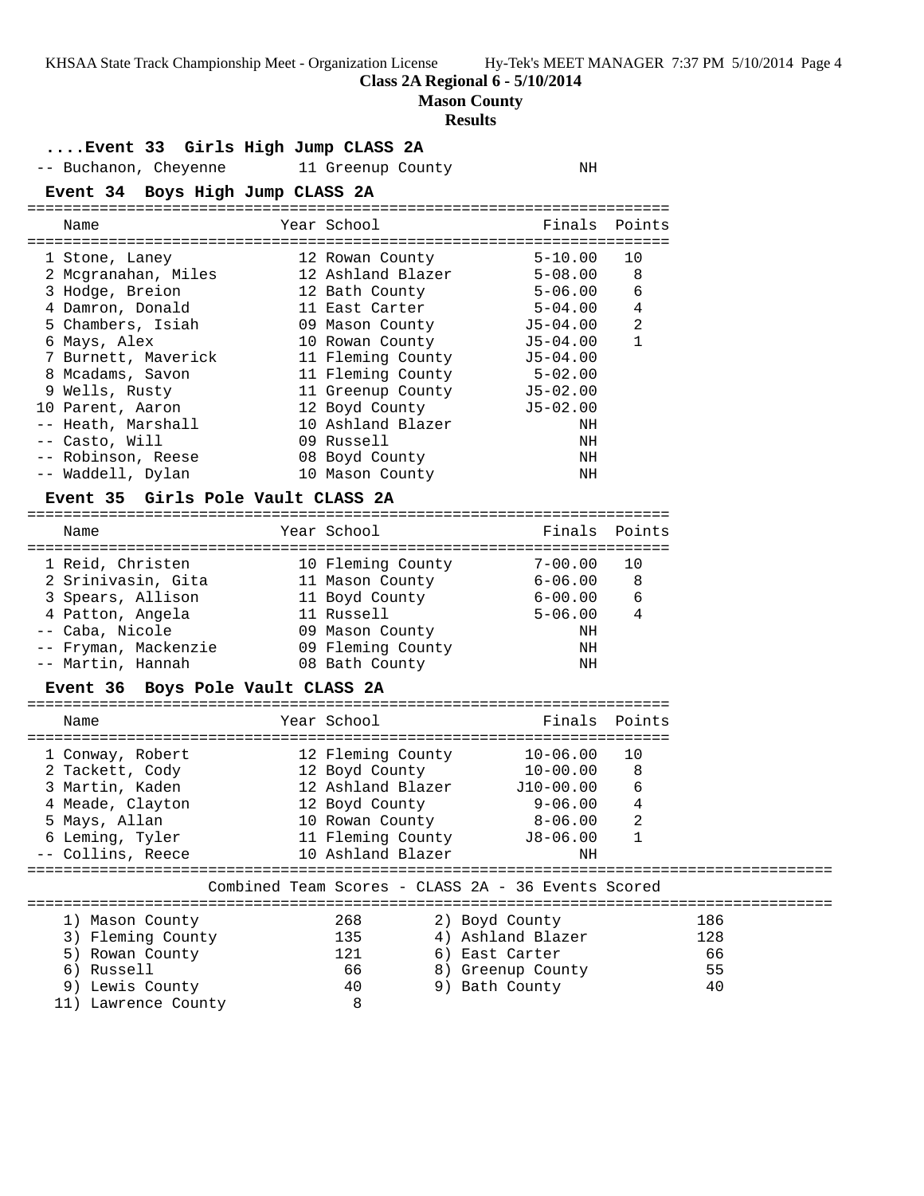**Class 2A Regional 6 - 5/10/2014**

**Mason County**

**Results**

### ....Event 33 Girls High Jump CLASS 2A

| | Name | Year | School | Finals | Points |
|---|---|---|---|---|---|
| -- | Buchanon, Cheyenne | 11 | Greenup County | NH | |

### Event 34 Boys High Jump CLASS 2A

| | Name | Year | School | Finals | Points |
|---|---|---|---|---|---|
| 1 | Stone, Laney | 12 | Rowan County | 5-10.00 | 10 |
| 2 | Mcgranahan, Miles | 12 | Ashland Blazer | 5-08.00 | 8 |
| 3 | Hodge, Breion | 12 | Bath County | 5-06.00 | 6 |
| 4 | Damron, Donald | 11 | East Carter | 5-04.00 | 4 |
| 5 | Chambers, Isiah | 09 | Mason County | J5-04.00 | 2 |
| 6 | Mays, Alex | 10 | Rowan County | J5-04.00 | 1 |
| 7 | Burnett, Maverick | 11 | Fleming County | J5-04.00 | |
| 8 | Mcadams, Savon | 11 | Fleming County | 5-02.00 | |
| 9 | Wells, Rusty | 11 | Greenup County | J5-02.00 | |
| 10 | Parent, Aaron | 12 | Boyd County | J5-02.00 | |
| -- | Heath, Marshall | 10 | Ashland Blazer | NH | |
| -- | Casto, Will | 09 | Russell | NH | |
| -- | Robinson, Reese | 08 | Boyd County | NH | |
| -- | Waddell, Dylan | 10 | Mason County | NH | |

### Event 35 Girls Pole Vault CLASS 2A

| | Name | Year | School | Finals | Points |
|---|---|---|---|---|---|
| 1 | Reid, Christen | 10 | Fleming County | 7-00.00 | 10 |
| 2 | Srinivasin, Gita | 11 | Mason County | 6-06.00 | 8 |
| 3 | Spears, Allison | 11 | Boyd County | 6-00.00 | 6 |
| 4 | Patton, Angela | 11 | Russell | 5-06.00 | 4 |
| -- | Caba, Nicole | 09 | Mason County | NH | |
| -- | Fryman, Mackenzie | 09 | Fleming County | NH | |
| -- | Martin, Hannah | 08 | Bath County | NH | |

### Event 36 Boys Pole Vault CLASS 2A

| | Name | Year | School | Finals | Points |
|---|---|---|---|---|---|
| 1 | Conway, Robert | 12 | Fleming County | 10-06.00 | 10 |
| 2 | Tackett, Cody | 12 | Boyd County | 10-00.00 | 8 |
| 3 | Martin, Kaden | 12 | Ashland Blazer | J10-00.00 | 6 |
| 4 | Meade, Clayton | 12 | Boyd County | 9-06.00 | 4 |
| 5 | Mays, Allan | 10 | Rowan County | 8-06.00 | 2 |
| 6 | Leming, Tyler | 11 | Fleming County | J8-06.00 | 1 |
| -- | Collins, Reece | 10 | Ashland Blazer | NH | |

### Combined Team Scores - CLASS 2A - 36 Events Scored

| | | | |
|---|---|---|---|
| 1) Mason County | 268 | 2) Boyd County | 186 |
| 3) Fleming County | 135 | 4) Ashland Blazer | 128 |
| 5) Rowan County | 121 | 6) East Carter | 66 |
| 6) Russell | 66 | 8) Greenup County | 55 |
| 9) Lewis County | 40 | 9) Bath County | 40 |
| 11) Lawrence County | 8 | | |